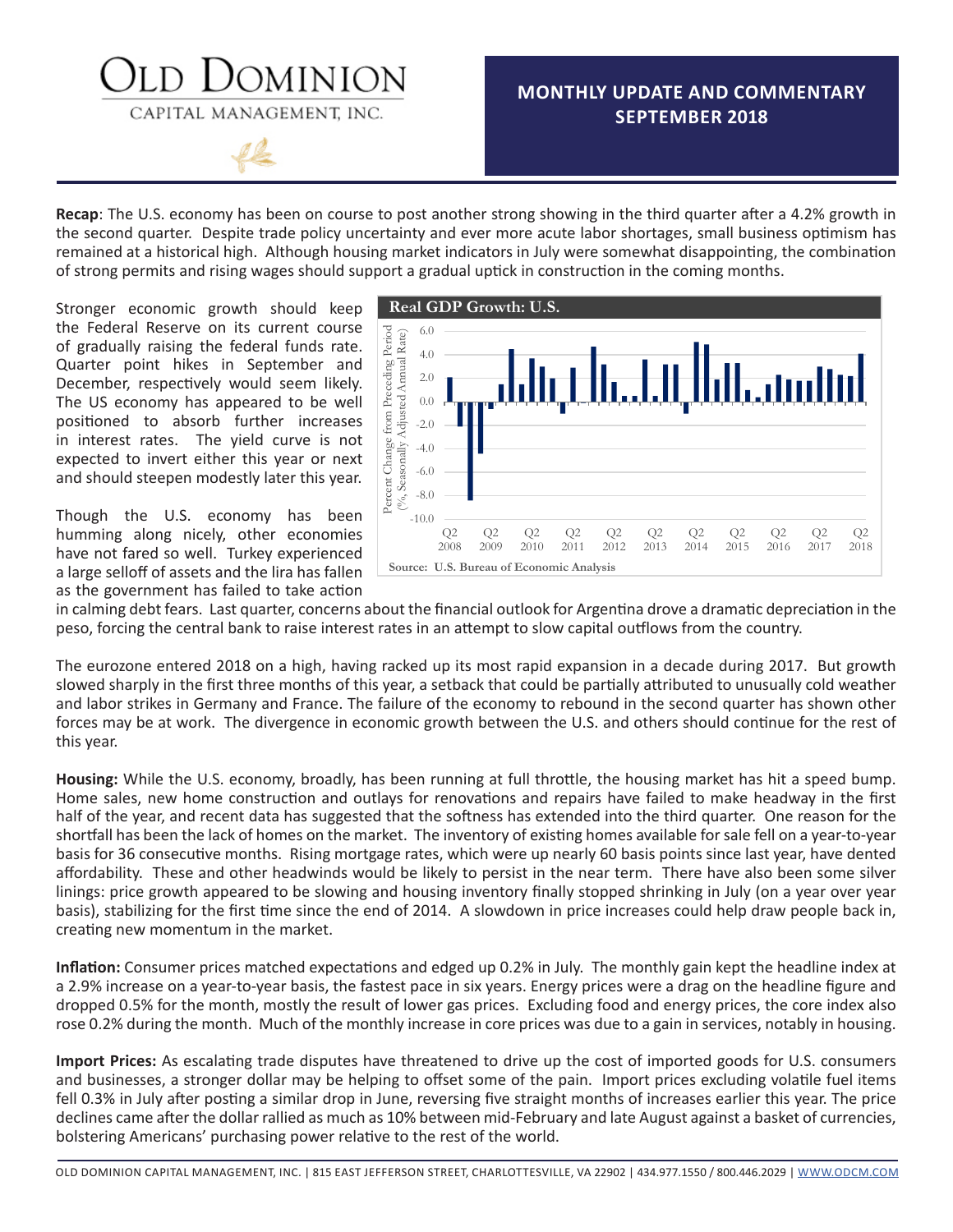# OLD DOMINION

CAPITAL MANAGEMENT, INC.

## MONTHLY UPDATE AND COMMENTARY SEPTEMBER 2018

**Recap**: The U.S. economy has been on course to post another strong showing in the third quarter after a 4.2% growth in the second quarter. Despite trade policy uncertainty and ever more acute labor shortages, small business optimism has remained at a historical high. Although housing market indicators in July were somewhat disappointing, the combination of strong permits and rising wages should support a gradual uptick in construction in the coming months.

Stronger economic growth should keep the Federal Reserve on its current course of gradually raising the federal funds rate. Quarter point hikes in September and December, respectively would seem likely. The US economy has appeared to be well positioned to absorb further increases in interest rates. The yield curve is not expected to invert either this year or next and should steepen modestly later this year.

**Real GDP Growth: U.S.**

Source: U.S. Bureau of Economic Analysis

Though the U.S. economy has been humming along nicely, other economies have not fared so well. Turkey experienced a large selloff of assets and the lira has fallen as the government has failed to take action in calming debt fears. Last quarter, concerns about the financial outlook for Argentina drove a dramatic depreciation in the peso, forcing the central bank to raise interest rates in an attempt to slow capital outflows from the country.

The eurozone entered 2018 on a high, having racked up its most rapid expansion in a decade during 2017. But growth slowed sharply in the first three months of this year, a setback that could be partially attributed to unusually cold weather and labor strikes in Germany and France. The failure of the economy to rebound in the second quarter has shown other forces may be at work. The divergence in economic growth between the U.S. and others should continue for the rest of this year.

**Housing:** While the U.S. economy, broadly, has been running at full throttle, the housing market has hit a speed bump. Home sales, new home construction and outlays for renovations and repairs have failed to make headway in the first half of the year, and recent data has suggested that the softness has extended into the third quarter. One reason for the shortfall has been the lack of homes on the market. The inventory of existing homes available for sale fell on a year-to-year basis for 36 consecutive months. Rising mortgage rates, which were up nearly 60 basis points since last year, have dented affordability. These and other headwinds would be likely to persist in the near term. There have also been some silver linings: price growth appeared to be slowing and housing inventory finally stopped shrinking in July (on a year over year basis), stabilizing for the first time since the end of 2014. A slowdown in price increases could help draw people back in, creating new momentum in the market.

**Inflation:** Consumer prices matched expectations and edged up 0.2% in July. The monthly gain kept the headline index at a 2.9% increase on a year-to-year basis, the fastest pace in six years. Energy prices were a drag on the headline figure and dropped 0.5% for the month, mostly the result of lower gas prices. Excluding food and energy prices, the core index also rose 0.2% during the month. Much of the monthly increase in core prices was due to a gain in services, notably in housing.

**Import Prices:** As escalating trade disputes have threatened to drive up the cost of imported goods for U.S. consumers and businesses, a stronger dollar may be helping to offset some of the pain. Import prices excluding volatile fuel items fell 0.3% in July after posting a similar drop in June, reversing five straight months of increases earlier this year. The price declines came after the dollar rallied as much as 10% between mid-February and late August against a basket of currencies, bolstering Americans' purchasing power relative to the rest of the world.

OLD DOMINION CAPITAL MANAGEMENT, INC. | 815 EAST JEFFERSON STREET, CHARLOTTESVILLE, VA 22902 | 434.977.1550 / 800.446.2029 | WWW.ODCM.COM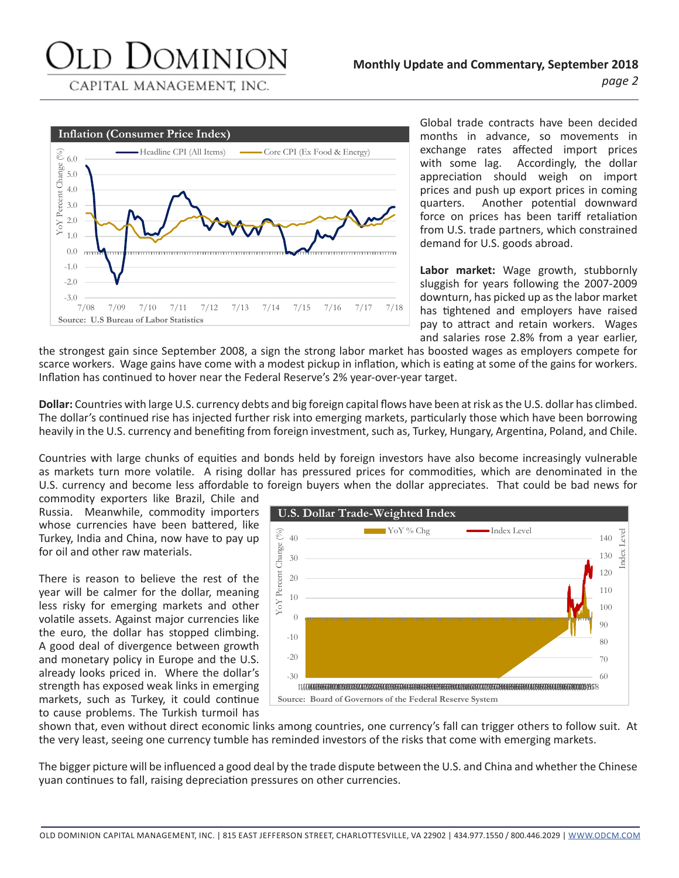Global trade contracts have been decided months in advance, so movements in exchange rates affected import prices with some lag. Accordingly, the dollar appreciation should weigh on import prices and push up export prices in coming quarters. Another potential downward force on prices has been tariff retaliation from U.S. trade partners, which constrained demand for U.S. goods abroad.

**Labor market:** Wage growth, stubbornly sluggish for years following the 2007-2009 downturn, has picked up as the labor market has tightened and employers have raised pay to attract and retain workers. Wages and salaries rose 2.8% from a year earlier, the strongest gain since September 2008, a sign the strong labor market has boosted wages as employers compete for scarce workers. Wage gains have come with a modest pickup in inflation, which is eating at some of the gains for workers. Inflation has continued to hover near the Federal Reserve's 2% year-over-year target.

**Inflation (Consumer Price Index)**

Source: U.S Bureau of Labor Statistics

**Dollar:** Countries with large U.S. currency debts and big foreign capital flows have been at risk as the U.S. dollar has climbed. The dollar's continued rise has injected further risk into emerging markets, particularly those which have been borrowing heavily in the U.S. currency and benefiting from foreign investment, such as, Turkey, Hungary, Argentina, Poland, and Chile.

Countries with large chunks of equities and bonds held by foreign investors have also become increasingly vulnerable as markets turn more volatile. A rising dollar has pressured prices for commodities, which are denominated in the U.S. currency and become less affordable to foreign buyers when the dollar appreciates. That could be bad news for commodity exporters like Brazil, Chile and Russia. Meanwhile, commodity importers whose currencies have been battered, like Turkey, India and China, now have to pay up for oil and other raw materials.

There is reason to believe the rest of the year will be calmer for the dollar, meaning less risky for emerging markets and other volatile assets. Against major currencies like the euro, the dollar has stopped climbing. A good deal of divergence between growth and monetary policy in Europe and the U.S. already looks priced in. Where the dollar's strength has exposed weak links in emerging markets, such as Turkey, it could continue to cause problems. The Turkish turmoil has shown that, even without direct economic links among countries, one currency's fall can trigger others to follow suit. At the very least, seeing one currency tumble has reminded investors of the risks that come with emerging markets.

**U.S. Dollar Trade-Weighted Index**

Source: Board of Governors of the Federal Reserve System

The bigger picture will be influenced a good deal by the trade dispute between the U.S. and China and whether the Chinese yuan continues to fall, raising depreciation pressures on other currencies.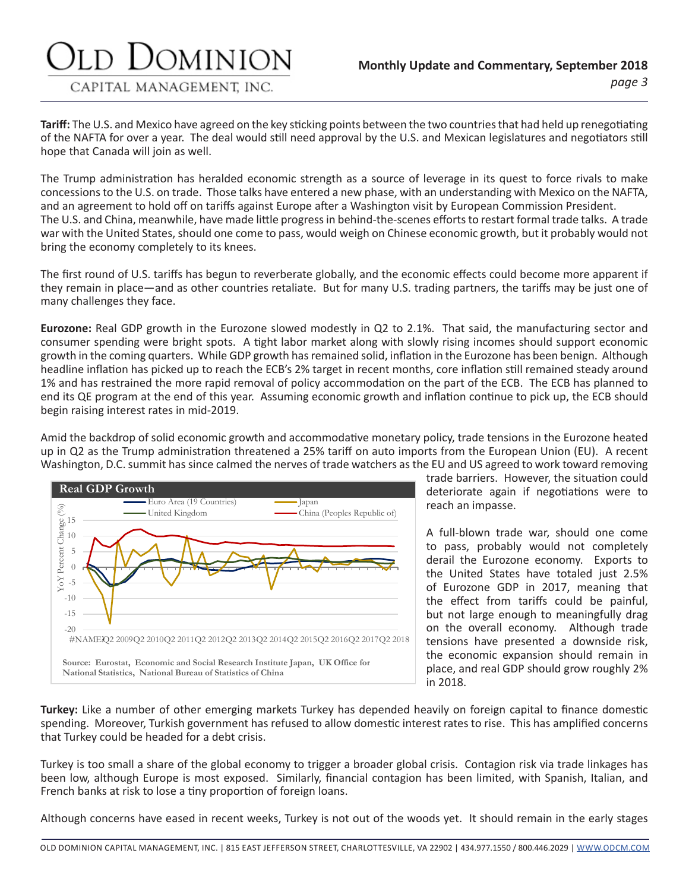**Tariff:** The U.S. and Mexico have agreed on the key sticking points between the two countries that had held up renegotiating of the NAFTA for over a year. The deal would still need approval by the U.S. and Mexican legislatures and negotiators still hope that Canada will join as well.

The Trump administration has heralded economic strength as a source of leverage in its quest to force rivals to make concessions to the U.S. on trade. Those talks have entered a new phase, with an understanding with Mexico on the NAFTA, and an agreement to hold off on tariffs against Europe after a Washington visit by European Commission President. The U.S. and China, meanwhile, have made little progress in behind-the-scenes efforts to restart formal trade talks. A trade war with the United States, should one come to pass, would weigh on Chinese economic growth, but it probably would not bring the economy completely to its knees.

The first round of U.S. tariffs has begun to reverberate globally, and the economic effects could become more apparent if they remain in place—and as other countries retaliate. But for many U.S. trading partners, the tariffs may be just one of many challenges they face.

**Eurozone:** Real GDP growth in the Eurozone slowed modestly in Q2 to 2.1%. That said, the manufacturing sector and consumer spending were bright spots. A tight labor market along with slowly rising incomes should support economic growth in the coming quarters. While GDP growth has remained solid, inflation in the Eurozone has been benign. Although headline inflation has picked up to reach the ECB's 2% target in recent months, core inflation still remained steady around 1% and has restrained the more rapid removal of policy accommodation on the part of the ECB. The ECB has planned to end its QE program at the end of this year. Assuming economic growth and inflation continue to pick up, the ECB should begin raising interest rates in mid-2019.

Amid the backdrop of solid economic growth and accommodative monetary policy, trade tensions in the Eurozone heated up in Q2 as the Trump administration threatened a 25% tariff on auto imports from the European Union (EU). A recent Washington, D.C. summit has since calmed the nerves of trade watchers as the EU and US agreed to work toward removing trade barriers. However, the situation could deteriorate again if negotiations were to reach an impasse.

**Real GDP Growth**

Source: Eurostat, Economic and Social Research Institute Japan, UK Office for National Statistics, National Bureau of Statistics of China

A full-blown trade war, should one come to pass, probably would not completely derail the Eurozone economy. Exports to the United States have totaled just 2.5% of Eurozone GDP in 2017, meaning that the effect from tariffs could be painful, but not large enough to meaningfully drag on the overall economy. Although trade tensions have presented a downside risk, the economic expansion should remain in place, and real GDP should grow roughly 2% in 2018.

**Turkey:** Like a number of other emerging markets Turkey has depended heavily on foreign capital to finance domestic spending. Moreover, Turkish government has refused to allow domestic interest rates to rise. This has amplified concerns that Turkey could be headed for a debt crisis.

Turkey is too small a share of the global economy to trigger a broader global crisis. Contagion risk via trade linkages has been low, although Europe is most exposed. Similarly, financial contagion has been limited, with Spanish, Italian, and French banks at risk to lose a tiny proportion of foreign loans.

Although concerns have eased in recent weeks, Turkey is not out of the woods yet. It should remain in the early stages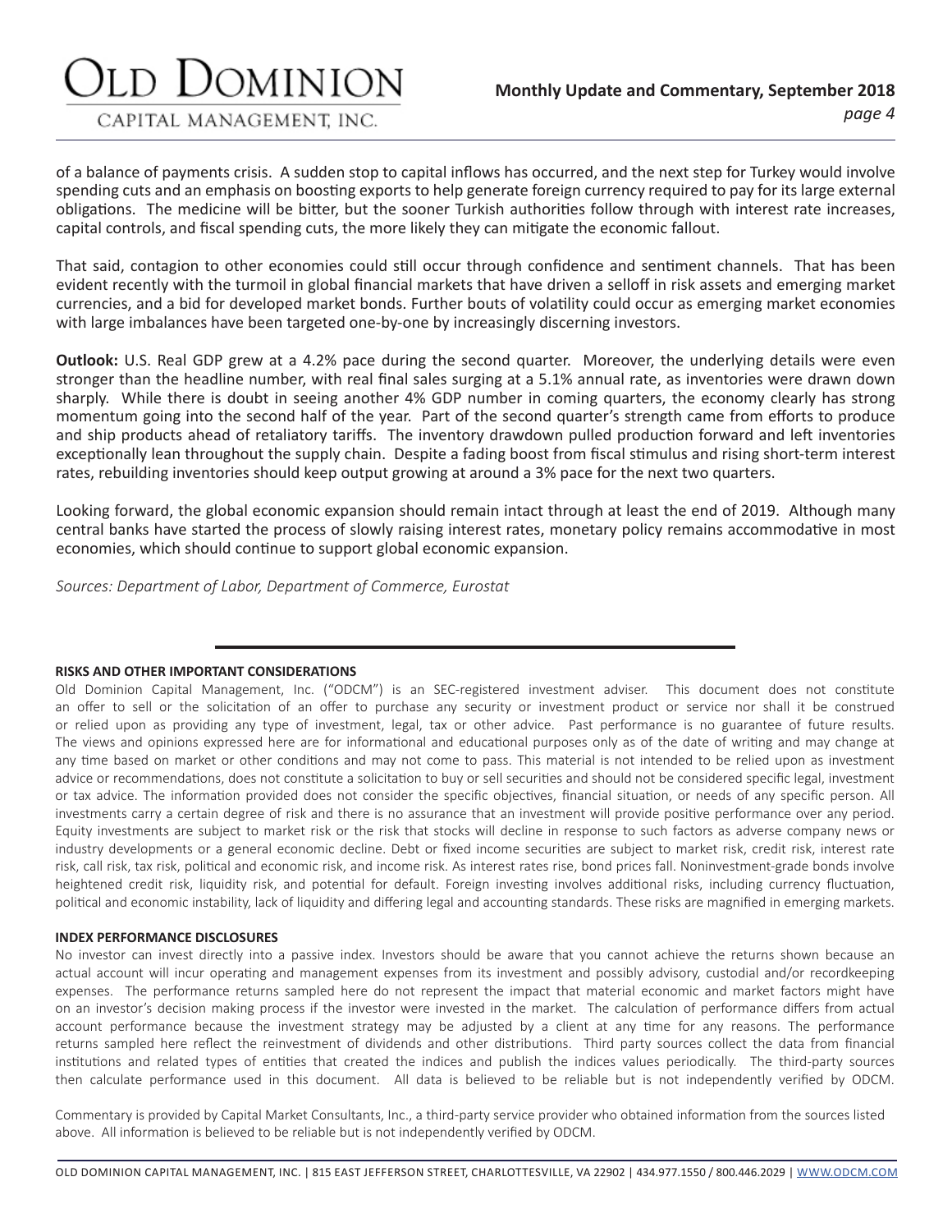of a balance of payments crisis. A sudden stop to capital inflows has occurred, and the next step for Turkey would involve spending cuts and an emphasis on boosting exports to help generate foreign currency required to pay for its large external obligations. The medicine will be bitter, but the sooner Turkish authorities follow through with interest rate increases, capital controls, and fiscal spending cuts, the more likely they can mitigate the economic fallout.

That said, contagion to other economies could still occur through confidence and sentiment channels. That has been evident recently with the turmoil in global financial markets that have driven a selloff in risk assets and emerging market currencies, and a bid for developed market bonds. Further bouts of volatility could occur as emerging market economies with large imbalances have been targeted one-by-one by increasingly discerning investors.

**Outlook:** U.S. Real GDP grew at a 4.2% pace during the second quarter. Moreover, the underlying details were even stronger than the headline number, with real final sales surging at a 5.1% annual rate, as inventories were drawn down sharply. While there is doubt in seeing another 4% GDP number in coming quarters, the economy clearly has strong momentum going into the second half of the year. Part of the second quarter's strength came from efforts to produce and ship products ahead of retaliatory tariffs. The inventory drawdown pulled production forward and left inventories exceptionally lean throughout the supply chain. Despite a fading boost from fiscal stimulus and rising short-term interest rates, rebuilding inventories should keep output growing at around a 3% pace for the next two quarters.

Looking forward, the global economic expansion should remain intact through at least the end of 2019. Although many central banks have started the process of slowly raising interest rates, monetary policy remains accommodative in most economies, which should continue to support global economic expansion.

*Sources: Department of Labor, Department of Commerce, Eurostat*

---

**RISKS AND OTHER IMPORTANT CONSIDERATIONS**

Old Dominion Capital Management, Inc. ("ODCM") is an SEC-registered investment adviser. This document does not constitute an offer to sell or the solicitation of an offer to purchase any security or investment product or service nor shall it be construed or relied upon as providing any type of investment, legal, tax or other advice. Past performance is no guarantee of future results. The views and opinions expressed here are for informational and educational purposes only as of the date of writing and may change at any time based on market or other conditions and may not come to pass. This material is not intended to be relied upon as investment advice or recommendations, does not constitute a solicitation to buy or sell securities and should not be considered specific legal, investment or tax advice. The information provided does not consider the specific objectives, financial situation, or needs of any specific person. All investments carry a certain degree of risk and there is no assurance that an investment will provide positive performance over any period. Equity investments are subject to market risk or the risk that stocks will decline in response to such factors as adverse company news or industry developments or a general economic decline. Debt or fixed income securities are subject to market risk, credit risk, interest rate risk, call risk, tax risk, political and economic risk, and income risk. As interest rates rise, bond prices fall. Noninvestment-grade bonds involve heightened credit risk, liquidity risk, and potential for default. Foreign investing involves additional risks, including currency fluctuation, political and economic instability, lack of liquidity and differing legal and accounting standards. These risks are magnified in emerging markets.

**INDEX PERFORMANCE DISCLOSURES**

No investor can invest directly into a passive index. Investors should be aware that you cannot achieve the returns shown because an actual account will incur operating and management expenses from its investment and possibly advisory, custodial and/or recordkeeping expenses. The performance returns sampled here do not represent the impact that material economic and market factors might have on an investor's decision making process if the investor were invested in the market. The calculation of performance differs from actual account performance because the investment strategy may be adjusted by a client at any time for any reasons. The performance returns sampled here reflect the reinvestment of dividends and other distributions. Third party sources collect the data from financial institutions and related types of entities that created the indices and publish the indices values periodically. The third-party sources then calculate performance used in this document. All data is believed to be reliable but is not independently verified by ODCM.

Commentary is provided by Capital Market Consultants, Inc., a third-party service provider who obtained information from the sources listed above. All information is believed to be reliable but is not independently verified by ODCM.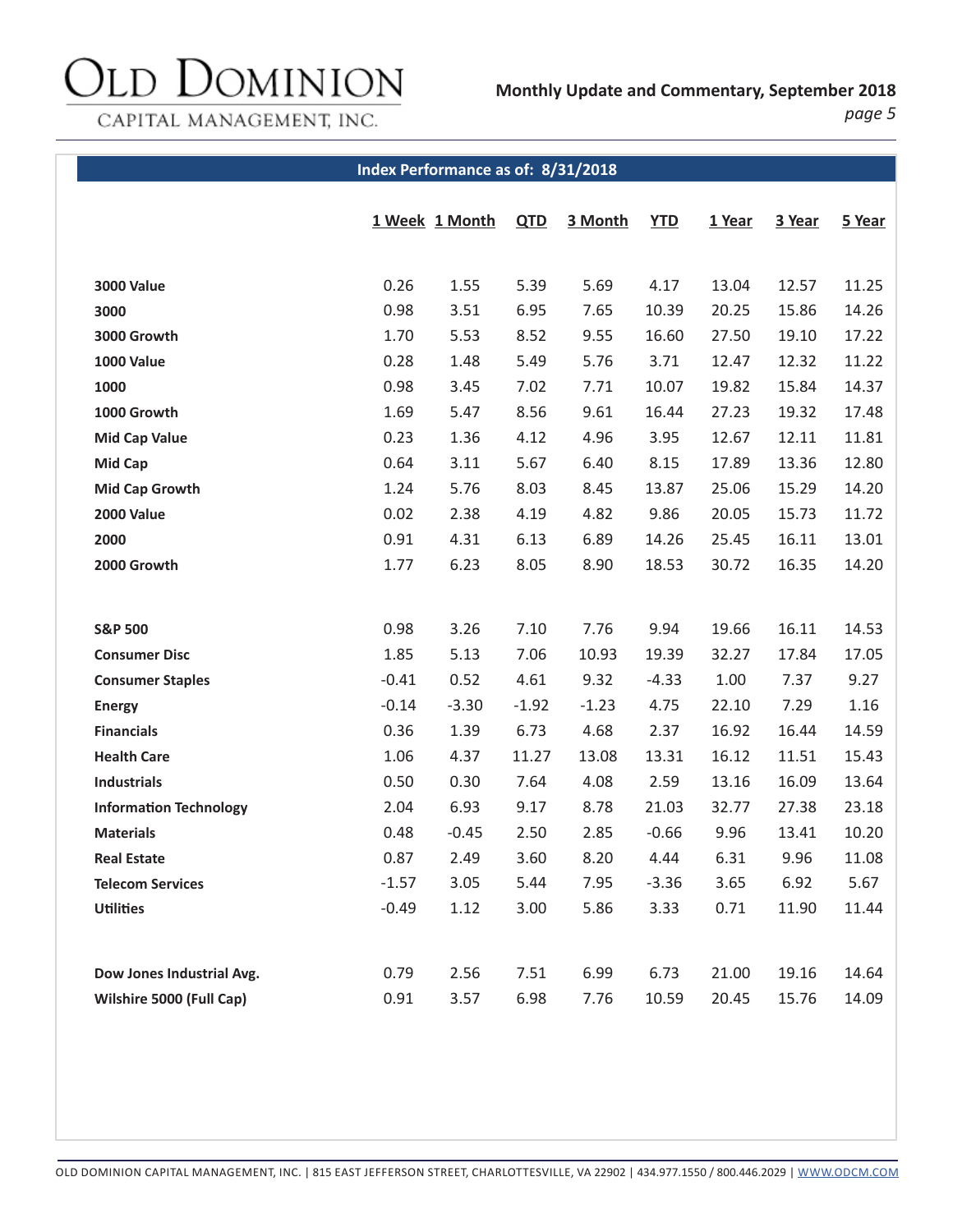## Index Performance as of: 8/31/2018

| | 1 Week | 1 Month | QTD | 3 Month | YTD | 1 Year | 3 Year | 5 Year |
|---|---|---|---|---|---|---|---|---|
| **3000 Value** | 0.26 | 1.55 | 5.39 | 5.69 | 4.17 | 13.04 | 12.57 | 11.25 |
| **3000** | 0.98 | 3.51 | 6.95 | 7.65 | 10.39 | 20.25 | 15.86 | 14.26 |
| **3000 Growth** | 1.70 | 5.53 | 8.52 | 9.55 | 16.60 | 27.50 | 19.10 | 17.22 |
| **1000 Value** | 0.28 | 1.48 | 5.49 | 5.76 | 3.71 | 12.47 | 12.32 | 11.22 |
| **1000** | 0.98 | 3.45 | 7.02 | 7.71 | 10.07 | 19.82 | 15.84 | 14.37 |
| **1000 Growth** | 1.69 | 5.47 | 8.56 | 9.61 | 16.44 | 27.23 | 19.32 | 17.48 |
| **Mid Cap Value** | 0.23 | 1.36 | 4.12 | 4.96 | 3.95 | 12.67 | 12.11 | 11.81 |
| **Mid Cap** | 0.64 | 3.11 | 5.67 | 6.40 | 8.15 | 17.89 | 13.36 | 12.80 |
| **Mid Cap Growth** | 1.24 | 5.76 | 8.03 | 8.45 | 13.87 | 25.06 | 15.29 | 14.20 |
| **2000 Value** | 0.02 | 2.38 | 4.19 | 4.82 | 9.86 | 20.05 | 15.73 | 11.72 |
| **2000** | 0.91 | 4.31 | 6.13 | 6.89 | 14.26 | 25.45 | 16.11 | 13.01 |
| **2000 Growth** | 1.77 | 6.23 | 8.05 | 8.90 | 18.53 | 30.72 | 16.35 | 14.20 |
| | | | | | | | | |
| **S&P 500** | 0.98 | 3.26 | 7.10 | 7.76 | 9.94 | 19.66 | 16.11 | 14.53 |
| **Consumer Disc** | 1.85 | 5.13 | 7.06 | 10.93 | 19.39 | 32.27 | 17.84 | 17.05 |
| **Consumer Staples** | -0.41 | 0.52 | 4.61 | 9.32 | -4.33 | 1.00 | 7.37 | 9.27 |
| **Energy** | -0.14 | -3.30 | -1.92 | -1.23 | 4.75 | 22.10 | 7.29 | 1.16 |
| **Financials** | 0.36 | 1.39 | 6.73 | 4.68 | 2.37 | 16.92 | 16.44 | 14.59 |
| **Health Care** | 1.06 | 4.37 | 11.27 | 13.08 | 13.31 | 16.12 | 11.51 | 15.43 |
| **Industrials** | 0.50 | 0.30 | 7.64 | 4.08 | 2.59 | 13.16 | 16.09 | 13.64 |
| **Information Technology** | 2.04 | 6.93 | 9.17 | 8.78 | 21.03 | 32.77 | 27.38 | 23.18 |
| **Materials** | 0.48 | -0.45 | 2.50 | 2.85 | -0.66 | 9.96 | 13.41 | 10.20 |
| **Real Estate** | 0.87 | 2.49 | 3.60 | 8.20 | 4.44 | 6.31 | 9.96 | 11.08 |
| **Telecom Services** | -1.57 | 3.05 | 5.44 | 7.95 | -3.36 | 3.65 | 6.92 | 5.67 |
| **Utilities** | -0.49 | 1.12 | 3.00 | 5.86 | 3.33 | 0.71 | 11.90 | 11.44 |
| | | | | | | | | |
| **Dow Jones Industrial Avg.** | 0.79 | 2.56 | 7.51 | 6.99 | 6.73 | 21.00 | 19.16 | 14.64 |
| **Wilshire 5000 (Full Cap)** | 0.91 | 3.57 | 6.98 | 7.76 | 10.59 | 20.45 | 15.76 | 14.09 |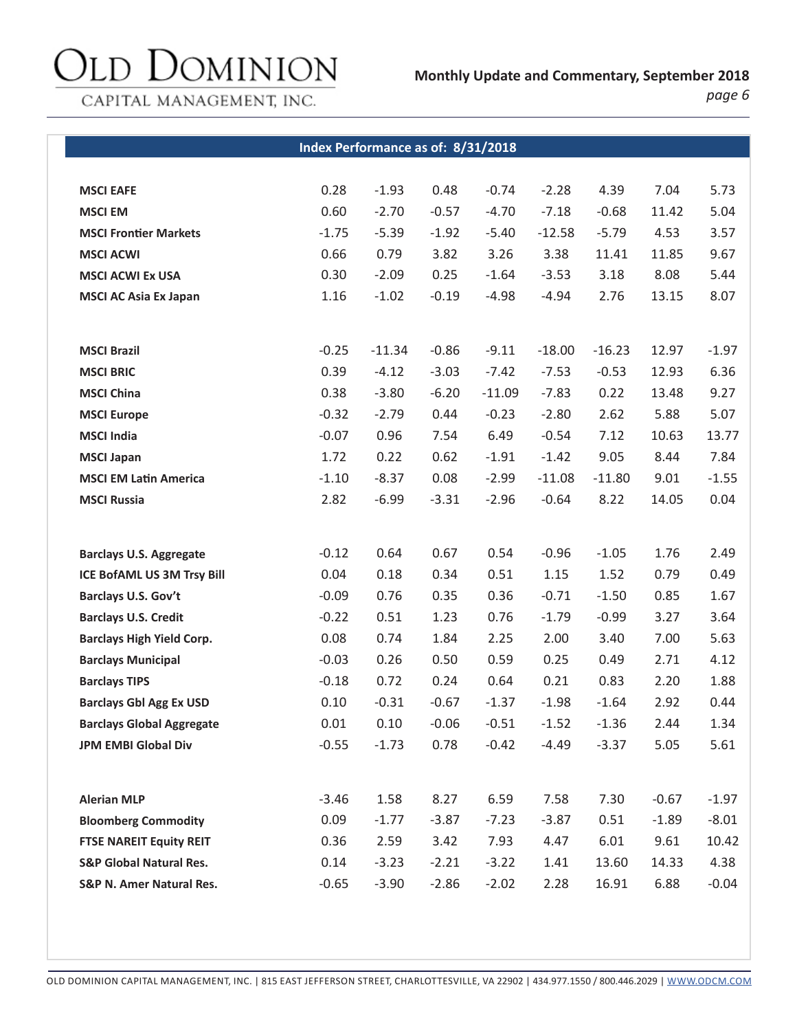## Index Performance as of: 8/31/2018

| | | | | | | | | |
|---|---|---|---|---|---|---|---|---|
| **MSCI EAFE** | 0.28 | -1.93 | 0.48 | -0.74 | -2.28 | 4.39 | 7.04 | 5.73 |
| **MSCI EM** | 0.60 | -2.70 | -0.57 | -4.70 | -7.18 | -0.68 | 11.42 | 5.04 |
| **MSCI Frontier Markets** | -1.75 | -5.39 | -1.92 | -5.40 | -12.58 | -5.79 | 4.53 | 3.57 |
| **MSCI ACWI** | 0.66 | 0.79 | 3.82 | 3.26 | 3.38 | 11.41 | 11.85 | 9.67 |
| **MSCI ACWI Ex USA** | 0.30 | -2.09 | 0.25 | -1.64 | -3.53 | 3.18 | 8.08 | 5.44 |
| **MSCI AC Asia Ex Japan** | 1.16 | -1.02 | -0.19 | -4.98 | -4.94 | 2.76 | 13.15 | 8.07 |
| | | | | | | | | |
| **MSCI Brazil** | -0.25 | -11.34 | -0.86 | -9.11 | -18.00 | -16.23 | 12.97 | -1.97 |
| **MSCI BRIC** | 0.39 | -4.12 | -3.03 | -7.42 | -7.53 | -0.53 | 12.93 | 6.36 |
| **MSCI China** | 0.38 | -3.80 | -6.20 | -11.09 | -7.83 | 0.22 | 13.48 | 9.27 |
| **MSCI Europe** | -0.32 | -2.79 | 0.44 | -0.23 | -2.80 | 2.62 | 5.88 | 5.07 |
| **MSCI India** | -0.07 | 0.96 | 7.54 | 6.49 | -0.54 | 7.12 | 10.63 | 13.77 |
| **MSCI Japan** | 1.72 | 0.22 | 0.62 | -1.91 | -1.42 | 9.05 | 8.44 | 7.84 |
| **MSCI EM Latin America** | -1.10 | -8.37 | 0.08 | -2.99 | -11.08 | -11.80 | 9.01 | -1.55 |
| **MSCI Russia** | 2.82 | -6.99 | -3.31 | -2.96 | -0.64 | 8.22 | 14.05 | 0.04 |
| | | | | | | | | |
| **Barclays U.S. Aggregate** | -0.12 | 0.64 | 0.67 | 0.54 | -0.96 | -1.05 | 1.76 | 2.49 |
| **ICE BofAML US 3M Trsy Bill** | 0.04 | 0.18 | 0.34 | 0.51 | 1.15 | 1.52 | 0.79 | 0.49 |
| **Barclays U.S. Gov't** | -0.09 | 0.76 | 0.35 | 0.36 | -0.71 | -1.50 | 0.85 | 1.67 |
| **Barclays U.S. Credit** | -0.22 | 0.51 | 1.23 | 0.76 | -1.79 | -0.99 | 3.27 | 3.64 |
| **Barclays High Yield Corp.** | 0.08 | 0.74 | 1.84 | 2.25 | 2.00 | 3.40 | 7.00 | 5.63 |
| **Barclays Municipal** | -0.03 | 0.26 | 0.50 | 0.59 | 0.25 | 0.49 | 2.71 | 4.12 |
| **Barclays TIPS** | -0.18 | 0.72 | 0.24 | 0.64 | 0.21 | 0.83 | 2.20 | 1.88 |
| **Barclays Gbl Agg Ex USD** | 0.10 | -0.31 | -0.67 | -1.37 | -1.98 | -1.64 | 2.92 | 0.44 |
| **Barclays Global Aggregate** | 0.01 | 0.10 | -0.06 | -0.51 | -1.52 | -1.36 | 2.44 | 1.34 |
| **JPM EMBI Global Div** | -0.55 | -1.73 | 0.78 | -0.42 | -4.49 | -3.37 | 5.05 | 5.61 |
| | | | | | | | | |
| **Alerian MLP** | -3.46 | 1.58 | 8.27 | 6.59 | 7.58 | 7.30 | -0.67 | -1.97 |
| **Bloomberg Commodity** | 0.09 | -1.77 | -3.87 | -7.23 | -3.87 | 0.51 | -1.89 | -8.01 |
| **FTSE NAREIT Equity REIT** | 0.36 | 2.59 | 3.42 | 7.93 | 4.47 | 6.01 | 9.61 | 10.42 |
| **S&P Global Natural Res.** | 0.14 | -3.23 | -2.21 | -3.22 | 1.41 | 13.60 | 14.33 | 4.38 |
| **S&P N. Amer Natural Res.** | -0.65 | -3.90 | -2.86 | -2.02 | 2.28 | 16.91 | 6.88 | -0.04 |